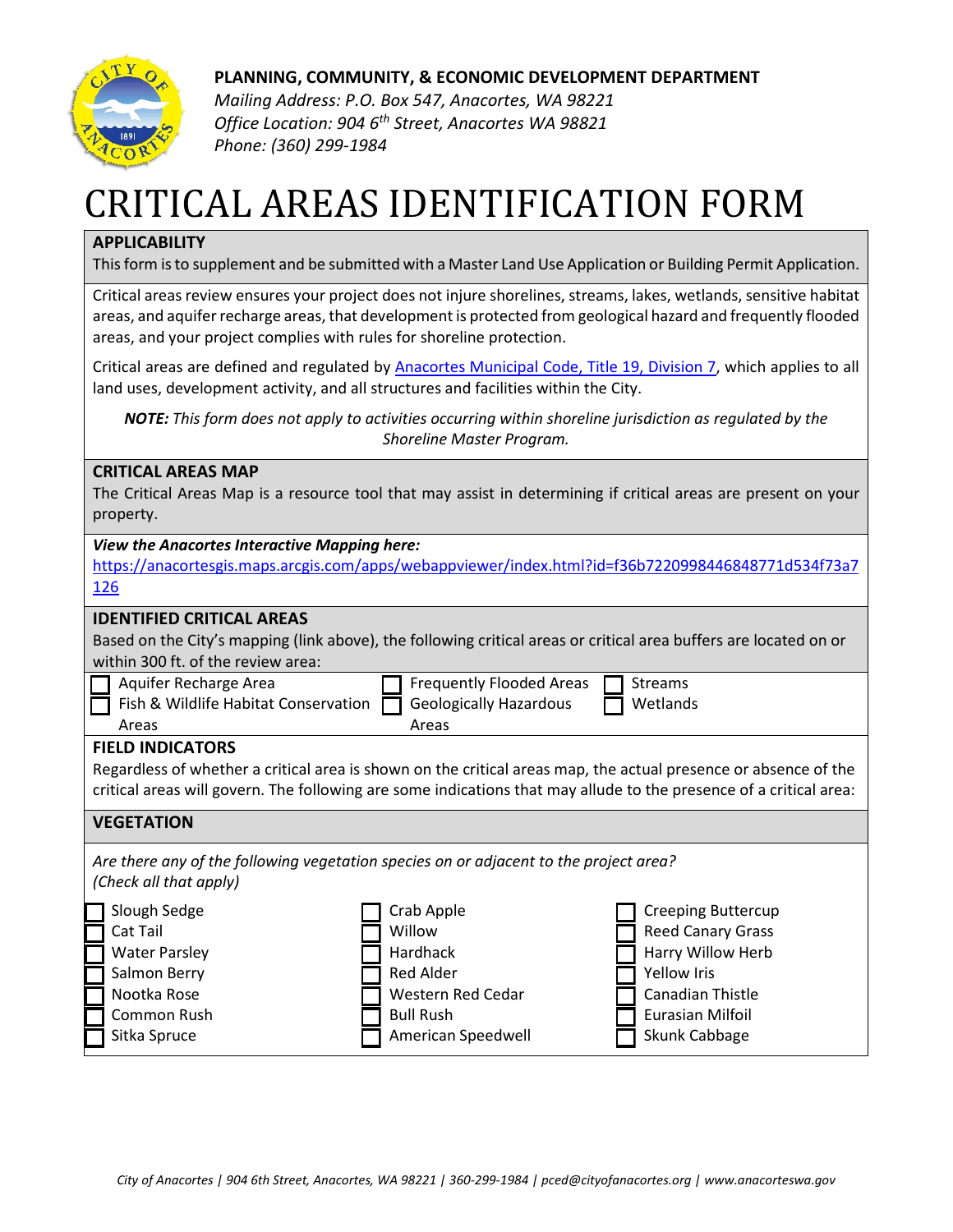**PLANNING, COMMUNITY, & ECONOMIC DEVELOPMENT DEPARTMENT**
*Mailing Address: P.O. Box 547, Anacortes, WA 98221*
*Office Location: 904 6th Street, Anacortes WA 98821*
*Phone: (360) 299-1984*

# CRITICAL AREAS IDENTIFICATION FORM

## APPLICABILITY

This form is to supplement and be submitted with a Master Land Use Application or Building Permit Application.

Critical areas review ensures your project does not injure shorelines, streams, lakes, wetlands, sensitive habitat areas, and aquifer recharge areas, that development is protected from geological hazard and frequently flooded areas, and your project complies with rules for shoreline protection.

Critical areas are defined and regulated by [Anacortes Municipal Code, Title 19, Division 7](), which applies to all land uses, development activity, and all structures and facilities within the City.

***NOTE:** This form does not apply to activities occurring within shoreline jurisdiction as regulated by the Shoreline Master Program.*

## CRITICAL AREAS MAP

The Critical Areas Map is a resource tool that may assist in determining if critical areas are present on your property.

***View the Anacortes Interactive Mapping here:***
https://anacortesgis.maps.arcgis.com/apps/webappviewer/index.html?id=f36b7220998446848771d534f73a7126

## IDENTIFIED CRITICAL AREAS

Based on the City's mapping (link above), the following critical areas or critical area buffers are located on or within 300 ft. of the review area:

- ☐ Aquifer Recharge Area
- ☐ Fish & Wildlife Habitat Conservation Areas
- ☐ Frequently Flooded Areas
- ☐ Geologically Hazardous Areas
- ☐ Streams
- ☐ Wetlands

## FIELD INDICATORS

Regardless of whether a critical area is shown on the critical areas map, the actual presence or absence of the critical areas will govern. The following are some indications that may allude to the presence of a critical area:

## VEGETATION

*Are there any of the following vegetation species on or adjacent to the project area? (Check all that apply)*

- ☐ Slough Sedge
- ☐ Cat Tail
- ☐ Water Parsley
- ☐ Salmon Berry
- ☐ Nootka Rose
- ☐ Common Rush
- ☐ Sitka Spruce
- ☐ Crab Apple
- ☐ Willow
- ☐ Hardhack
- ☐ Red Alder
- ☐ Western Red Cedar
- ☐ Bull Rush
- ☐ American Speedwell
- ☐ Creeping Buttercup
- ☐ Reed Canary Grass
- ☐ Harry Willow Herb
- ☐ Yellow Iris
- ☐ Canadian Thistle
- ☐ Eurasian Milfoil
- ☐ Skunk Cabbage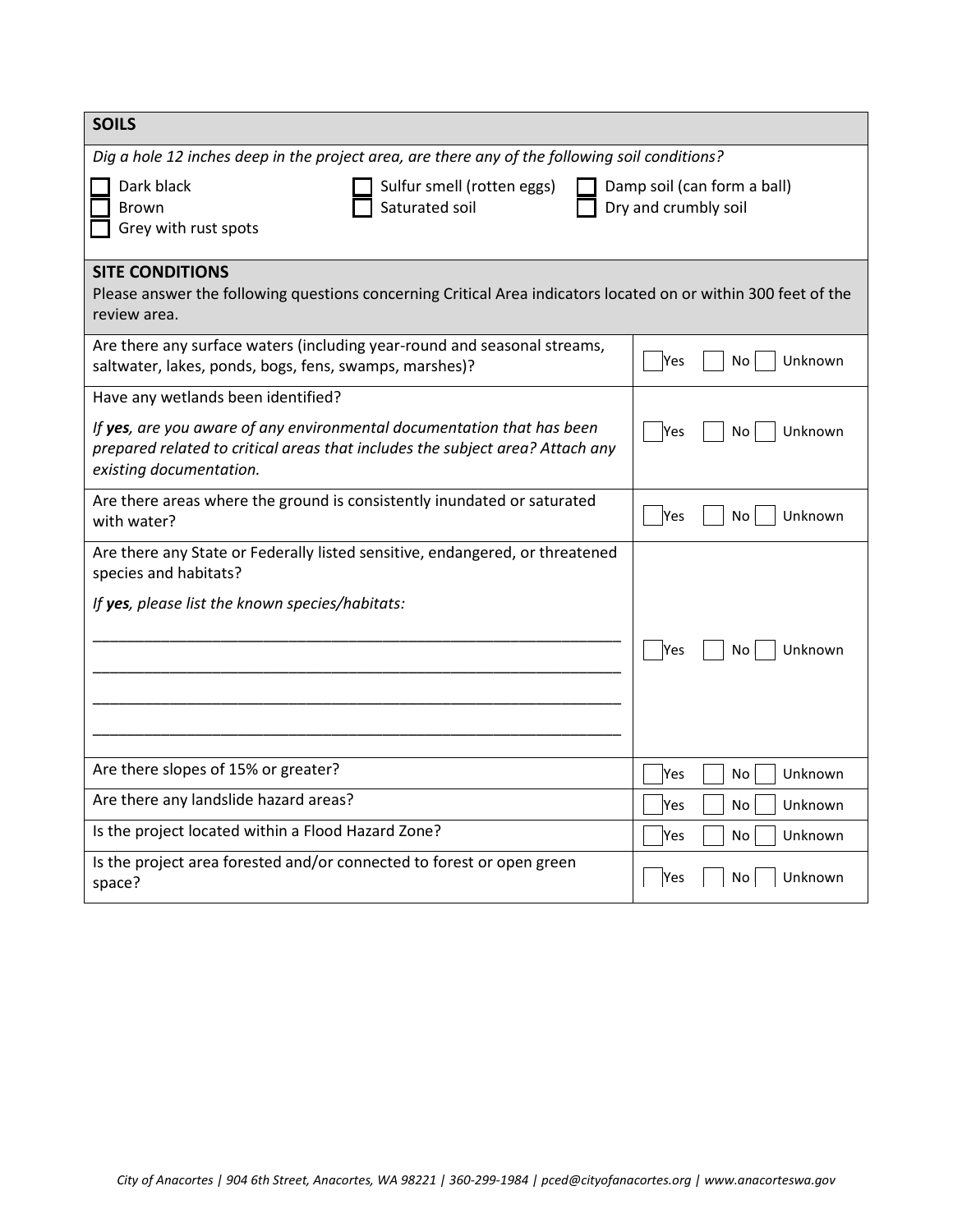## SOILS

*Dig a hole 12 inches deep in the project area, are there any of the following soil conditions?*

- ☐ Dark black
- ☐ Brown
- ☐ Grey with rust spots
- ☐ Sulfur smell (rotten eggs)
- ☐ Saturated soil
- ☐ Damp soil (can form a ball)
- ☐ Dry and crumbly soil

## SITE CONDITIONS

Please answer the following questions concerning Critical Area indicators located on or within 300 feet of the review area.

| | |
|---|---|
| Are there any surface waters (including year-round and seasonal streams, saltwater, lakes, ponds, bogs, fens, swamps, marshes)? | ☐ Yes ☐ No ☐ Unknown |
| Have any wetlands been identified?<br><br>*If **yes**, are you aware of any environmental documentation that has been prepared related to critical areas that includes the subject area? Attach any existing documentation.* | ☐ Yes ☐ No ☐ Unknown |
| Are there areas where the ground is consistently inundated or saturated with water? | ☐ Yes ☐ No ☐ Unknown |
| Are there any State or Federally listed sensitive, endangered, or threatened species and habitats?<br><br>*If **yes**, please list the known species/habitats:*<br><br>______________________________<br>______________________________<br>______________________________<br>______________________________ | ☐ Yes ☐ No ☐ Unknown |
| Are there slopes of 15% or greater? | ☐ Yes ☐ No ☐ Unknown |
| Are there any landslide hazard areas? | ☐ Yes ☐ No ☐ Unknown |
| Is the project located within a Flood Hazard Zone? | ☐ Yes ☐ No ☐ Unknown |
| Is the project area forested and/or connected to forest or open green space? | ☐ Yes ☐ No ☐ Unknown |

*City of Anacortes | 904 6th Street, Anacortes, WA 98221 | 360-299-1984 | pced@cityofanacortes.org | www.anacorteswa.gov*